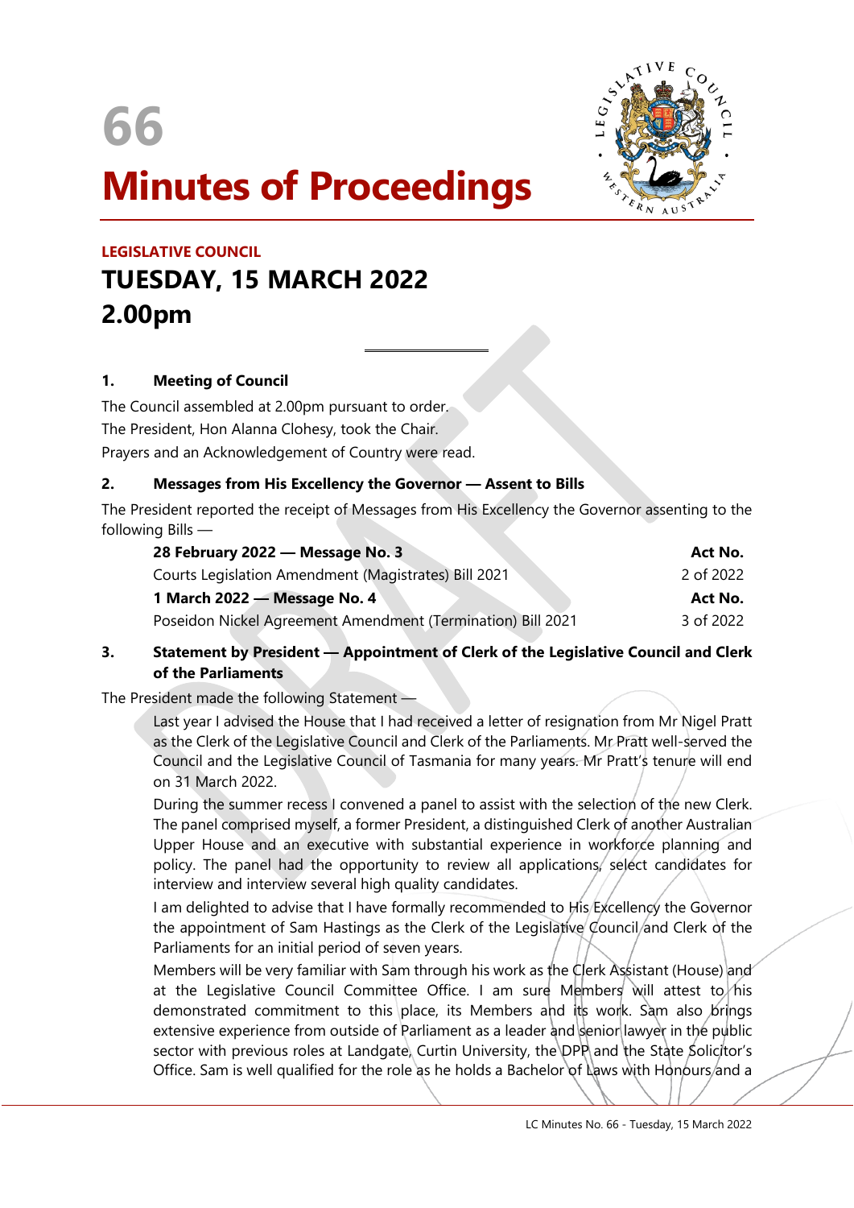# 66

# Minutes of Proceedings

**LEGISLATIVE COUNCIL**

## TUESDAY, 15 MARCH 2022
## 2.00pm

### 1. Meeting of Council

The Council assembled at 2.00pm pursuant to order.

The President, Hon Alanna Clohesy, took the Chair.

Prayers and an Acknowledgement of Country were read.

### 2. Messages from His Excellency the Governor — Assent to Bills

The President reported the receipt of Messages from His Excellency the Governor assenting to the following Bills —

| | |
|---|---|
| **28 February 2022 — Message No. 3** | **Act No.** |
| Courts Legislation Amendment (Magistrates) Bill 2021 | 2 of 2022 |
| **1 March 2022 — Message No. 4** | **Act No.** |
| Poseidon Nickel Agreement Amendment (Termination) Bill 2021 | 3 of 2022 |

### 3. Statement by President — Appointment of Clerk of the Legislative Council and Clerk of the Parliaments

The President made the following Statement —

Last year I advised the House that I had received a letter of resignation from Mr Nigel Pratt as the Clerk of the Legislative Council and Clerk of the Parliaments. Mr Pratt well-served the Council and the Legislative Council of Tasmania for many years. Mr Pratt's tenure will end on 31 March 2022.

During the summer recess I convened a panel to assist with the selection of the new Clerk. The panel comprised myself, a former President, a distinguished Clerk of another Australian Upper House and an executive with substantial experience in workforce planning and policy. The panel had the opportunity to review all applications, select candidates for interview and interview several high quality candidates.

I am delighted to advise that I have formally recommended to His Excellency the Governor the appointment of Sam Hastings as the Clerk of the Legislative Council and Clerk of the Parliaments for an initial period of seven years.

Members will be very familiar with Sam through his work as the Clerk Assistant (House) and at the Legislative Council Committee Office. I am sure Members will attest to his demonstrated commitment to this place, its Members and its work. Sam also brings extensive experience from outside of Parliament as a leader and senior lawyer in the public sector with previous roles at Landgate, Curtin University, the DPP and the State Solicitor's Office. Sam is well qualified for the role as he holds a Bachelor of Laws with Honours and a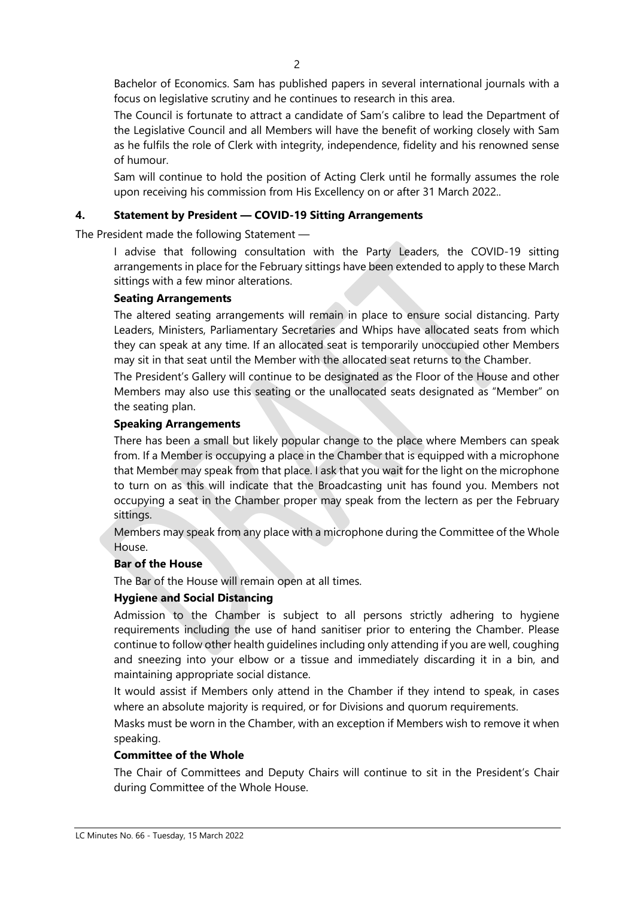Bachelor of Economics. Sam has published papers in several international journals with a focus on legislative scrutiny and he continues to research in this area.

The Council is fortunate to attract a candidate of Sam's calibre to lead the Department of the Legislative Council and all Members will have the benefit of working closely with Sam as he fulfils the role of Clerk with integrity, independence, fidelity and his renowned sense of humour.

Sam will continue to hold the position of Acting Clerk until he formally assumes the role upon receiving his commission from His Excellency on or after 31 March 2022..

## 4. Statement by President — COVID-19 Sitting Arrangements

The President made the following Statement —

I advise that following consultation with the Party Leaders, the COVID-19 sitting arrangements in place for the February sittings have been extended to apply to these March sittings with a few minor alterations.

**Seating Arrangements**

The altered seating arrangements will remain in place to ensure social distancing. Party Leaders, Ministers, Parliamentary Secretaries and Whips have allocated seats from which they can speak at any time. If an allocated seat is temporarily unoccupied other Members may sit in that seat until the Member with the allocated seat returns to the Chamber.

The President's Gallery will continue to be designated as the Floor of the House and other Members may also use this seating or the unallocated seats designated as "Member" on the seating plan.

**Speaking Arrangements**

There has been a small but likely popular change to the place where Members can speak from. If a Member is occupying a place in the Chamber that is equipped with a microphone that Member may speak from that place. I ask that you wait for the light on the microphone to turn on as this will indicate that the Broadcasting unit has found you. Members not occupying a seat in the Chamber proper may speak from the lectern as per the February sittings.

Members may speak from any place with a microphone during the Committee of the Whole House.

**Bar of the House**

The Bar of the House will remain open at all times.

**Hygiene and Social Distancing**

Admission to the Chamber is subject to all persons strictly adhering to hygiene requirements including the use of hand sanitiser prior to entering the Chamber. Please continue to follow other health guidelines including only attending if you are well, coughing and sneezing into your elbow or a tissue and immediately discarding it in a bin, and maintaining appropriate social distance.

It would assist if Members only attend in the Chamber if they intend to speak, in cases where an absolute majority is required, or for Divisions and quorum requirements.

Masks must be worn in the Chamber, with an exception if Members wish to remove it when speaking.

**Committee of the Whole**

The Chair of Committees and Deputy Chairs will continue to sit in the President's Chair during Committee of the Whole House.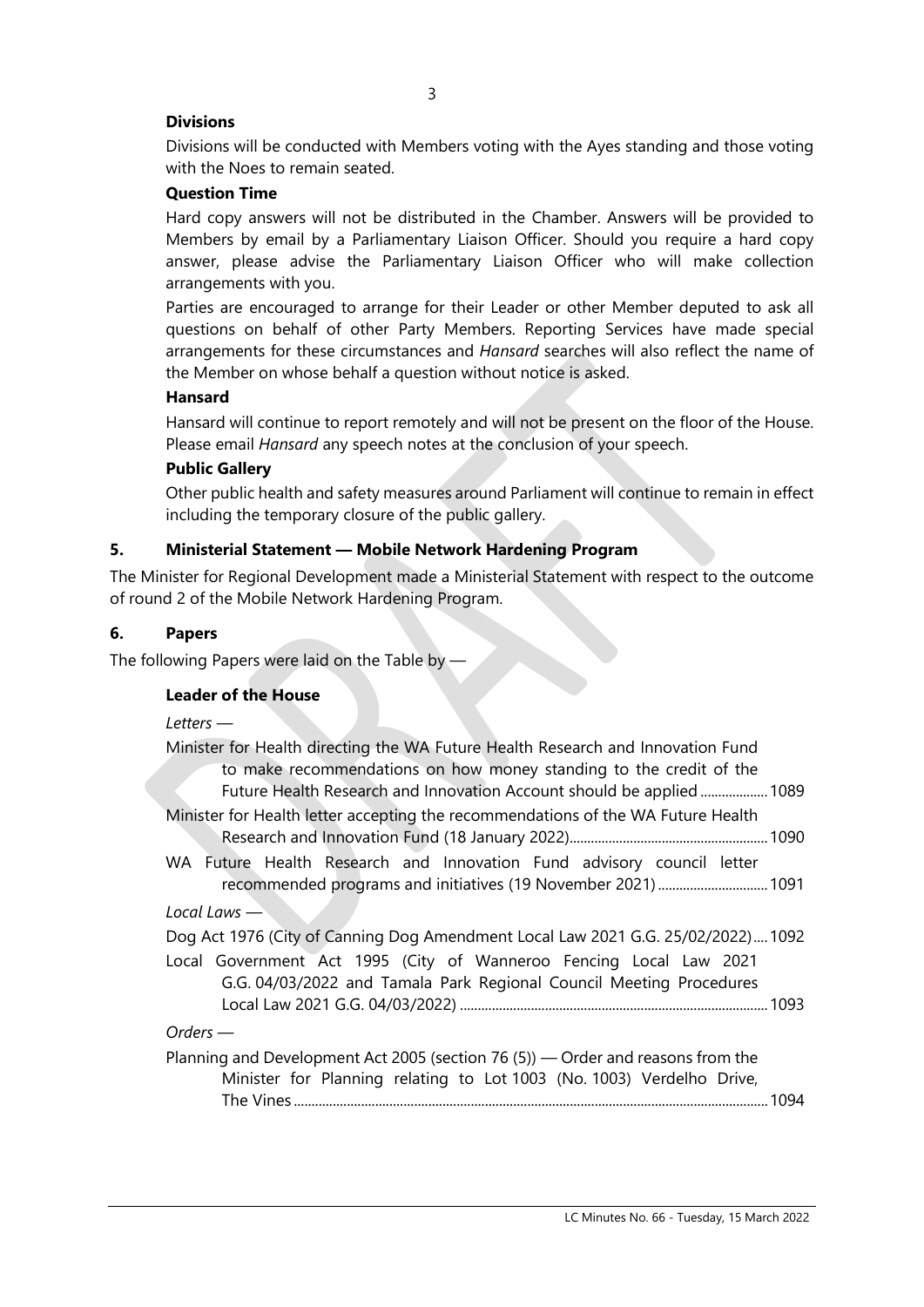**Divisions**

Divisions will be conducted with Members voting with the Ayes standing and those voting with the Noes to remain seated.

**Question Time**

Hard copy answers will not be distributed in the Chamber. Answers will be provided to Members by email by a Parliamentary Liaison Officer. Should you require a hard copy answer, please advise the Parliamentary Liaison Officer who will make collection arrangements with you.

Parties are encouraged to arrange for their Leader or other Member deputed to ask all questions on behalf of other Party Members. Reporting Services have made special arrangements for these circumstances and *Hansard* searches will also reflect the name of the Member on whose behalf a question without notice is asked.

**Hansard**

Hansard will continue to report remotely and will not be present on the floor of the House. Please email *Hansard* any speech notes at the conclusion of your speech.

**Public Gallery**

Other public health and safety measures around Parliament will continue to remain in effect including the temporary closure of the public gallery.

## 5. Ministerial Statement — Mobile Network Hardening Program

The Minister for Regional Development made a Ministerial Statement with respect to the outcome of round 2 of the Mobile Network Hardening Program.

## 6. Papers

The following Papers were laid on the Table by —

**Leader of the House**

*Letters* —

Minister for Health directing the WA Future Health Research and Innovation Fund to make recommendations on how money standing to the credit of the Future Health Research and Innovation Account should be applied ................... 1089

Minister for Health letter accepting the recommendations of the WA Future Health Research and Innovation Fund (18 January 2022)........................................................ 1090

WA Future Health Research and Innovation Fund advisory council letter recommended programs and initiatives (19 November 2021) ............................... 1091

*Local Laws* —

Dog Act 1976 (City of Canning Dog Amendment Local Law 2021 G.G. 25/02/2022) .... 1092

Local Government Act 1995 (City of Wanneroo Fencing Local Law 2021 G.G. 04/03/2022 and Tamala Park Regional Council Meeting Procedures Local Law 2021 G.G. 04/03/2022) ....................................................................................... 1093

*Orders* —

Planning and Development Act 2005 (section 76 (5)) — Order and reasons from the Minister for Planning relating to Lot 1003 (No. 1003) Verdelho Drive, The Vines ..................................................................................................................... 1094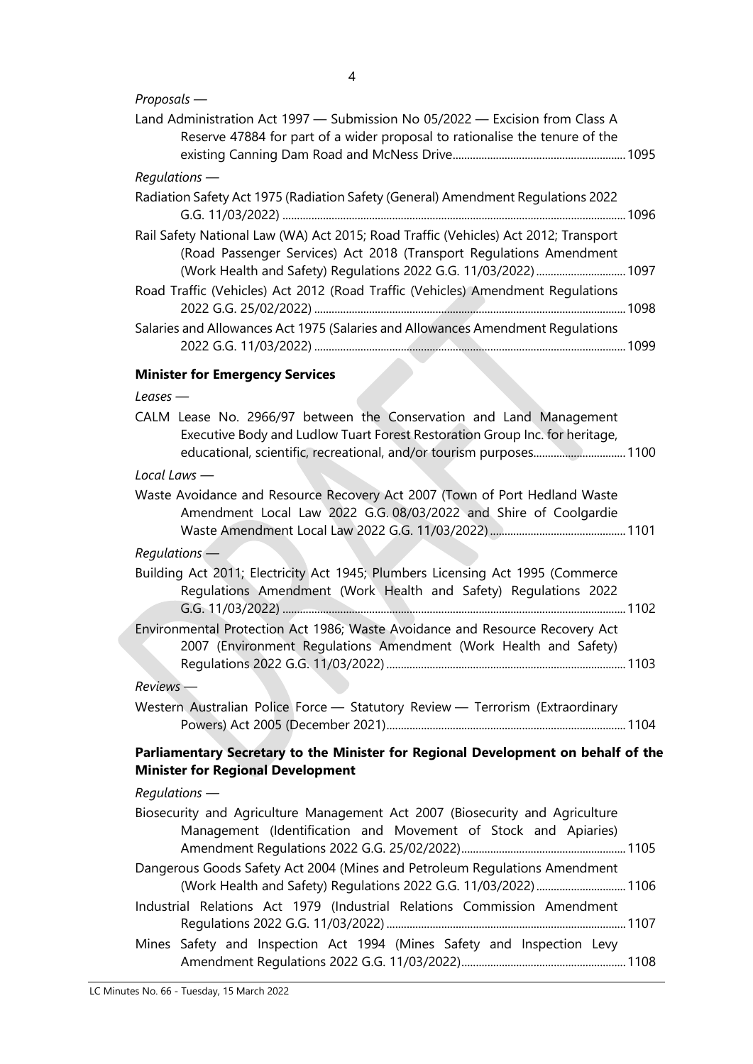*Proposals —*

Land Administration Act 1997 — Submission No 05/2022 — Excision from Class A Reserve 47884 for part of a wider proposal to rationalise the tenure of the existing Canning Dam Road and McNess Drive....1095

*Regulations —*

Radiation Safety Act 1975 (Radiation Safety (General) Amendment Regulations 2022 G.G. 11/03/2022)....1096

Rail Safety National Law (WA) Act 2015; Road Traffic (Vehicles) Act 2012; Transport (Road Passenger Services) Act 2018 (Transport Regulations Amendment (Work Health and Safety) Regulations 2022 G.G. 11/03/2022)....1097

Road Traffic (Vehicles) Act 2012 (Road Traffic (Vehicles) Amendment Regulations 2022 G.G. 25/02/2022)....1098

Salaries and Allowances Act 1975 (Salaries and Allowances Amendment Regulations 2022 G.G. 11/03/2022)....1099

**Minister for Emergency Services**

*Leases —*

CALM Lease No. 2966/97 between the Conservation and Land Management Executive Body and Ludlow Tuart Forest Restoration Group Inc. for heritage, educational, scientific, recreational, and/or tourism purposes....1100

*Local Laws —*

Waste Avoidance and Resource Recovery Act 2007 (Town of Port Hedland Waste Amendment Local Law 2022 G.G. 08/03/2022 and Shire of Coolgardie Waste Amendment Local Law 2022 G.G. 11/03/2022)....1101

*Regulations —*

Building Act 2011; Electricity Act 1945; Plumbers Licensing Act 1995 (Commerce Regulations Amendment (Work Health and Safety) Regulations 2022 G.G. 11/03/2022)....1102

Environmental Protection Act 1986; Waste Avoidance and Resource Recovery Act 2007 (Environment Regulations Amendment (Work Health and Safety) Regulations 2022 G.G. 11/03/2022)....1103

*Reviews —*

Western Australian Police Force — Statutory Review — Terrorism (Extraordinary Powers) Act 2005 (December 2021)....1104

**Parliamentary Secretary to the Minister for Regional Development on behalf of the Minister for Regional Development**

*Regulations —*

Biosecurity and Agriculture Management Act 2007 (Biosecurity and Agriculture Management (Identification and Movement of Stock and Apiaries) Amendment Regulations 2022 G.G. 25/02/2022)....1105

Dangerous Goods Safety Act 2004 (Mines and Petroleum Regulations Amendment (Work Health and Safety) Regulations 2022 G.G. 11/03/2022)....1106

Industrial Relations Act 1979 (Industrial Relations Commission Amendment Regulations 2022 G.G. 11/03/2022)....1107

Mines Safety and Inspection Act 1994 (Mines Safety and Inspection Levy Amendment Regulations 2022 G.G. 11/03/2022)....1108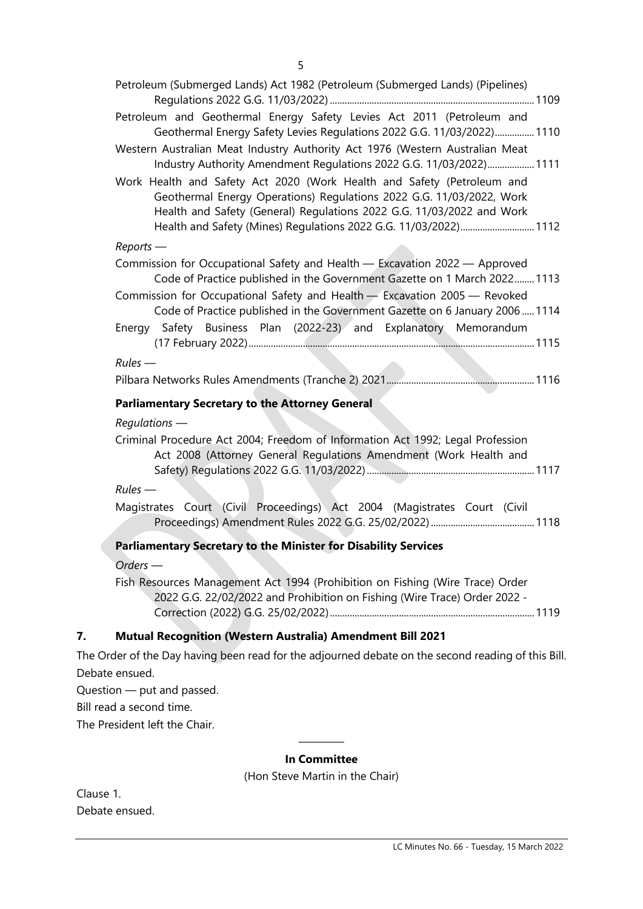Petroleum (Submerged Lands) Act 1982 (Petroleum (Submerged Lands) (Pipelines) Regulations 2022 G.G. 11/03/2022)....1109

Petroleum and Geothermal Energy Safety Levies Act 2011 (Petroleum and Geothermal Energy Safety Levies Regulations 2022 G.G. 11/03/2022)....1110

Western Australian Meat Industry Authority Act 1976 (Western Australian Meat Industry Authority Amendment Regulations 2022 G.G. 11/03/2022)....1111

Work Health and Safety Act 2020 (Work Health and Safety (Petroleum and Geothermal Energy Operations) Regulations 2022 G.G. 11/03/2022, Work Health and Safety (General) Regulations 2022 G.G. 11/03/2022 and Work Health and Safety (Mines) Regulations 2022 G.G. 11/03/2022)....1112

*Reports —*

Commission for Occupational Safety and Health — Excavation 2022 — Approved Code of Practice published in the Government Gazette on 1 March 2022....1113

Commission for Occupational Safety and Health — Excavation 2005 — Revoked Code of Practice published in the Government Gazette on 6 January 2006....1114

Energy Safety Business Plan (2022-23) and Explanatory Memorandum (17 February 2022)....1115

*Rules —*

Pilbara Networks Rules Amendments (Tranche 2) 2021....1116

**Parliamentary Secretary to the Attorney General**

*Regulations —*

Criminal Procedure Act 2004; Freedom of Information Act 1992; Legal Profession Act 2008 (Attorney General Regulations Amendment (Work Health and Safety) Regulations 2022 G.G. 11/03/2022)....1117

*Rules —*

Magistrates Court (Civil Proceedings) Act 2004 (Magistrates Court (Civil Proceedings) Amendment Rules 2022 G.G. 25/02/2022)....1118

**Parliamentary Secretary to the Minister for Disability Services**

*Orders —*

Fish Resources Management Act 1994 (Prohibition on Fishing (Wire Trace) Order 2022 G.G. 22/02/2022 and Prohibition on Fishing (Wire Trace) Order 2022 - Correction (2022) G.G. 25/02/2022)....1119

## 7. Mutual Recognition (Western Australia) Amendment Bill 2021

The Order of the Day having been read for the adjourned debate on the second reading of this Bill.

Debate ensued.

Question — put and passed.

Bill read a second time.

The President left the Chair.

---

**In Committee**

(Hon Steve Martin in the Chair)

Clause 1.

Debate ensued.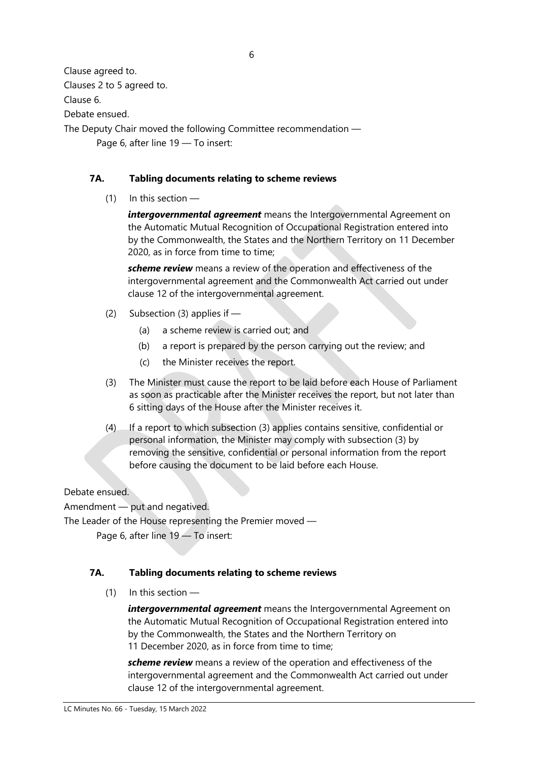Clause agreed to.

Clauses 2 to 5 agreed to.

Clause 6.

Debate ensued.

The Deputy Chair moved the following Committee recommendation —

Page 6, after line 19 — To insert:

**7A. Tabling documents relating to scheme reviews**

(1) In this section —

***intergovernmental agreement*** means the Intergovernmental Agreement on the Automatic Mutual Recognition of Occupational Registration entered into by the Commonwealth, the States and the Northern Territory on 11 December 2020, as in force from time to time;

***scheme review*** means a review of the operation and effectiveness of the intergovernmental agreement and the Commonwealth Act carried out under clause 12 of the intergovernmental agreement.

(2) Subsection (3) applies if —

(a) a scheme review is carried out; and

(b) a report is prepared by the person carrying out the review; and

(c) the Minister receives the report.

(3) The Minister must cause the report to be laid before each House of Parliament as soon as practicable after the Minister receives the report, but not later than 6 sitting days of the House after the Minister receives it.

(4) If a report to which subsection (3) applies contains sensitive, confidential or personal information, the Minister may comply with subsection (3) by removing the sensitive, confidential or personal information from the report before causing the document to be laid before each House.

Debate ensued.

Amendment — put and negatived.

The Leader of the House representing the Premier moved —

Page 6, after line 19 — To insert:

**7A. Tabling documents relating to scheme reviews**

(1) In this section —

***intergovernmental agreement*** means the Intergovernmental Agreement on the Automatic Mutual Recognition of Occupational Registration entered into by the Commonwealth, the States and the Northern Territory on 11 December 2020, as in force from time to time;

***scheme review*** means a review of the operation and effectiveness of the intergovernmental agreement and the Commonwealth Act carried out under clause 12 of the intergovernmental agreement.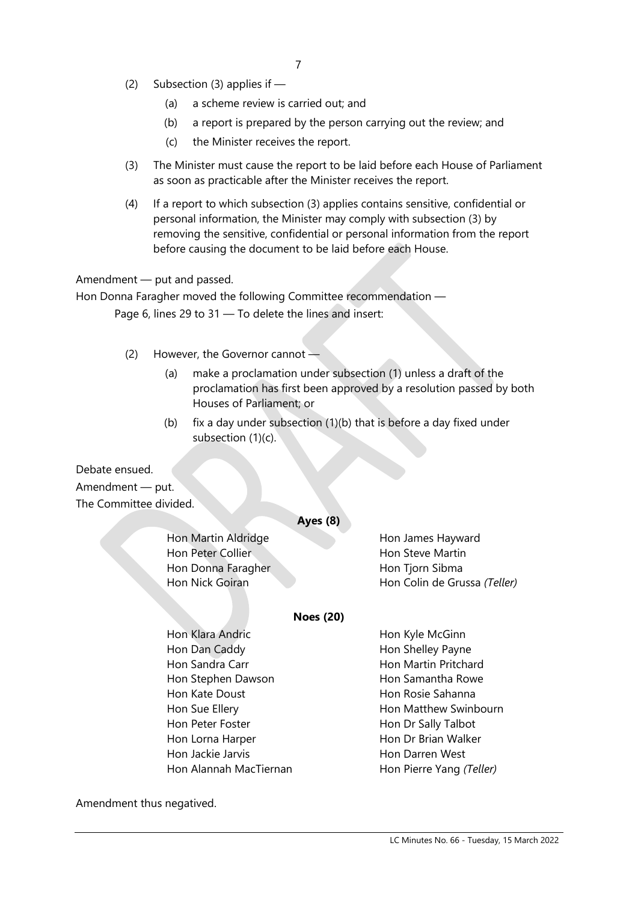(2) Subsection (3) applies if —

(a) a scheme review is carried out; and

(b) a report is prepared by the person carrying out the review; and

(c) the Minister receives the report.

(3) The Minister must cause the report to be laid before each House of Parliament as soon as practicable after the Minister receives the report.

(4) If a report to which subsection (3) applies contains sensitive, confidential or personal information, the Minister may comply with subsection (3) by removing the sensitive, confidential or personal information from the report before causing the document to be laid before each House.

Amendment — put and passed.

Hon Donna Faragher moved the following Committee recommendation —

Page 6, lines 29 to 31 — To delete the lines and insert:

(2) However, the Governor cannot —

(a) make a proclamation under subsection (1) unless a draft of the proclamation has first been approved by a resolution passed by both Houses of Parliament; or

(b) fix a day under subsection (1)(b) that is before a day fixed under subsection (1)(c).

Debate ensued.

Amendment — put.

The Committee divided.

**Ayes (8)**

Hon Martin Aldridge
Hon Peter Collier
Hon Donna Faragher
Hon Nick Goiran
Hon James Hayward
Hon Steve Martin
Hon Tjorn Sibma
Hon Colin de Grussa *(Teller)*

**Noes (20)**

Hon Klara Andric
Hon Dan Caddy
Hon Sandra Carr
Hon Stephen Dawson
Hon Kate Doust
Hon Sue Ellery
Hon Peter Foster
Hon Lorna Harper
Hon Jackie Jarvis
Hon Alannah MacTiernan
Hon Kyle McGinn
Hon Shelley Payne
Hon Martin Pritchard
Hon Samantha Rowe
Hon Rosie Sahanna
Hon Matthew Swinbourn
Hon Dr Sally Talbot
Hon Dr Brian Walker
Hon Darren West
Hon Pierre Yang *(Teller)*

Amendment thus negatived.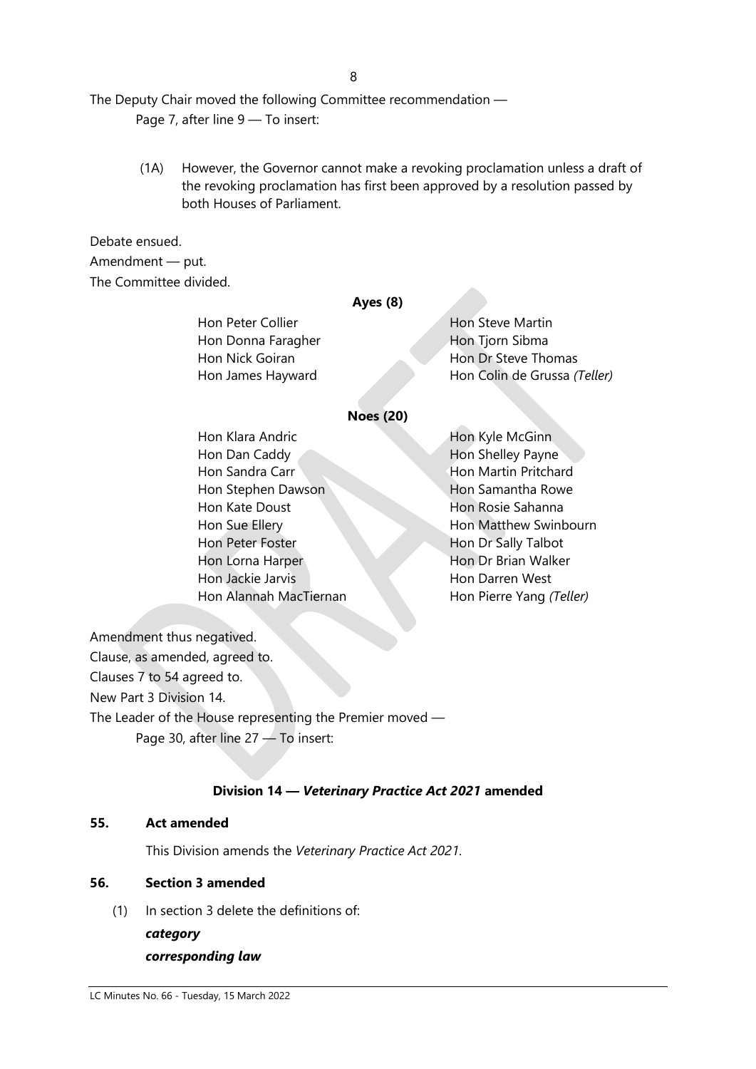The Deputy Chair moved the following Committee recommendation —

Page 7, after line 9 — To insert:

> (1A) However, the Governor cannot make a revoking proclamation unless a draft of the revoking proclamation has first been approved by a resolution passed by both Houses of Parliament.

Debate ensued.

Amendment — put.

The Committee divided.

**Ayes (8)**

| | |
|---|---|
| Hon Peter Collier | Hon Steve Martin |
| Hon Donna Faragher | Hon Tjorn Sibma |
| Hon Nick Goiran | Hon Dr Steve Thomas |
| Hon James Hayward | Hon Colin de Grussa *(Teller)* |

**Noes (20)**

| | |
|---|---|
| Hon Klara Andric | Hon Kyle McGinn |
| Hon Dan Caddy | Hon Shelley Payne |
| Hon Sandra Carr | Hon Martin Pritchard |
| Hon Stephen Dawson | Hon Samantha Rowe |
| Hon Kate Doust | Hon Rosie Sahanna |
| Hon Sue Ellery | Hon Matthew Swinbourn |
| Hon Peter Foster | Hon Dr Sally Talbot |
| Hon Lorna Harper | Hon Dr Brian Walker |
| Hon Jackie Jarvis | Hon Darren West |
| Hon Alannah MacTiernan | Hon Pierre Yang *(Teller)* |

Amendment thus negatived.

Clause, as amended, agreed to.

Clauses 7 to 54 agreed to.

New Part 3 Division 14.

The Leader of the House representing the Premier moved —

Page 30, after line 27 — To insert:

**Division 14 — *Veterinary Practice Act 2021* amended**

**55. Act amended**

This Division amends the *Veterinary Practice Act 2021*.

**56. Section 3 amended**

(1) In section 3 delete the definitions of:

***category***

***corresponding law***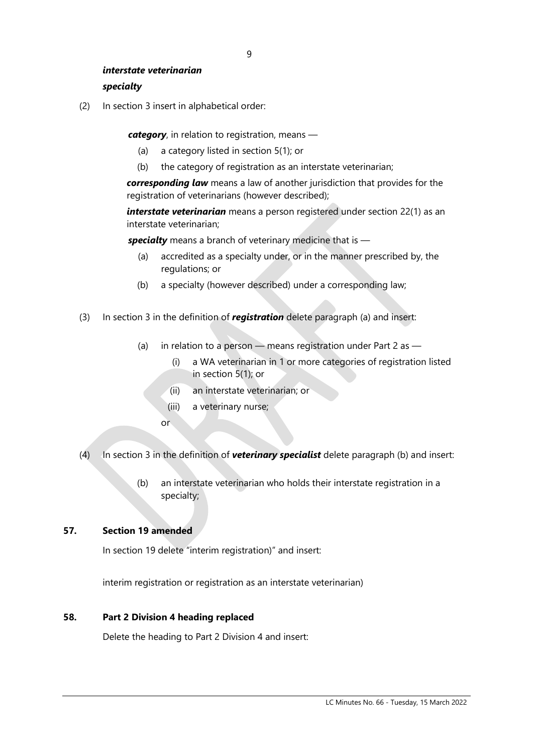*interstate veterinarian*

*specialty*

(2) In section 3 insert in alphabetical order:

> ***category***, in relation to registration, means —
>
> (a) a category listed in section 5(1); or
>
> (b) the category of registration as an interstate veterinarian;
>
> ***corresponding law*** means a law of another jurisdiction that provides for the registration of veterinarians (however described);
>
> ***interstate veterinarian*** means a person registered under section 22(1) as an interstate veterinarian;
>
> ***specialty*** means a branch of veterinary medicine that is —
>
> (a) accredited as a specialty under, or in the manner prescribed by, the regulations; or
>
> (b) a specialty (however described) under a corresponding law;

(3) In section 3 in the definition of ***registration*** delete paragraph (a) and insert:

> (a) in relation to a person — means registration under Part 2 as —
>
> (i) a WA veterinarian in 1 or more categories of registration listed in section 5(1); or
>
> (ii) an interstate veterinarian; or
>
> (iii) a veterinary nurse;
>
> or

(4) In section 3 in the definition of ***veterinary specialist*** delete paragraph (b) and insert:

> (b) an interstate veterinarian who holds their interstate registration in a specialty;

## 57. Section 19 amended

In section 19 delete "interim registration)" and insert:

> interim registration or registration as an interstate veterinarian)

## 58. Part 2 Division 4 heading replaced

Delete the heading to Part 2 Division 4 and insert: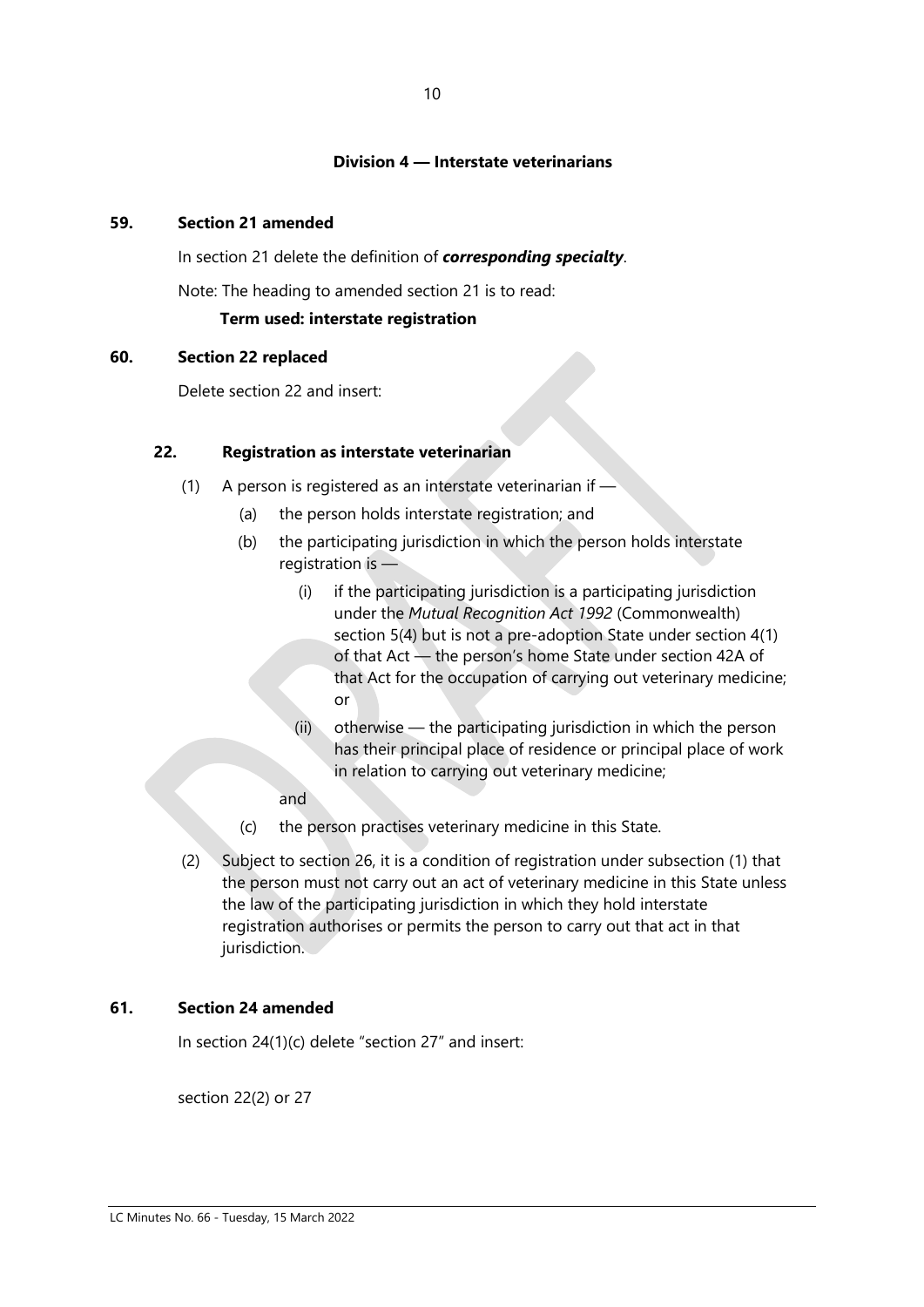### Division 4 — Interstate veterinarians

**59. Section 21 amended**

In section 21 delete the definition of ***corresponding specialty***.

Note: The heading to amended section 21 is to read:

**Term used: interstate registration**

**60. Section 22 replaced**

Delete section 22 and insert:

**22. Registration as interstate veterinarian**

(1) A person is registered as an interstate veterinarian if —

(a) the person holds interstate registration; and

(b) the participating jurisdiction in which the person holds interstate registration is —

(i) if the participating jurisdiction is a participating jurisdiction under the *Mutual Recognition Act 1992* (Commonwealth) section 5(4) but is not a pre-adoption State under section 4(1) of that Act — the person's home State under section 42A of that Act for the occupation of carrying out veterinary medicine; or

(ii) otherwise — the participating jurisdiction in which the person has their principal place of residence or principal place of work in relation to carrying out veterinary medicine;

and

(c) the person practises veterinary medicine in this State.

(2) Subject to section 26, it is a condition of registration under subsection (1) that the person must not carry out an act of veterinary medicine in this State unless the law of the participating jurisdiction in which they hold interstate registration authorises or permits the person to carry out that act in that jurisdiction.

**61. Section 24 amended**

In section 24(1)(c) delete "section 27" and insert:

section 22(2) or 27

LC Minutes No. 66 - Tuesday, 15 March 2022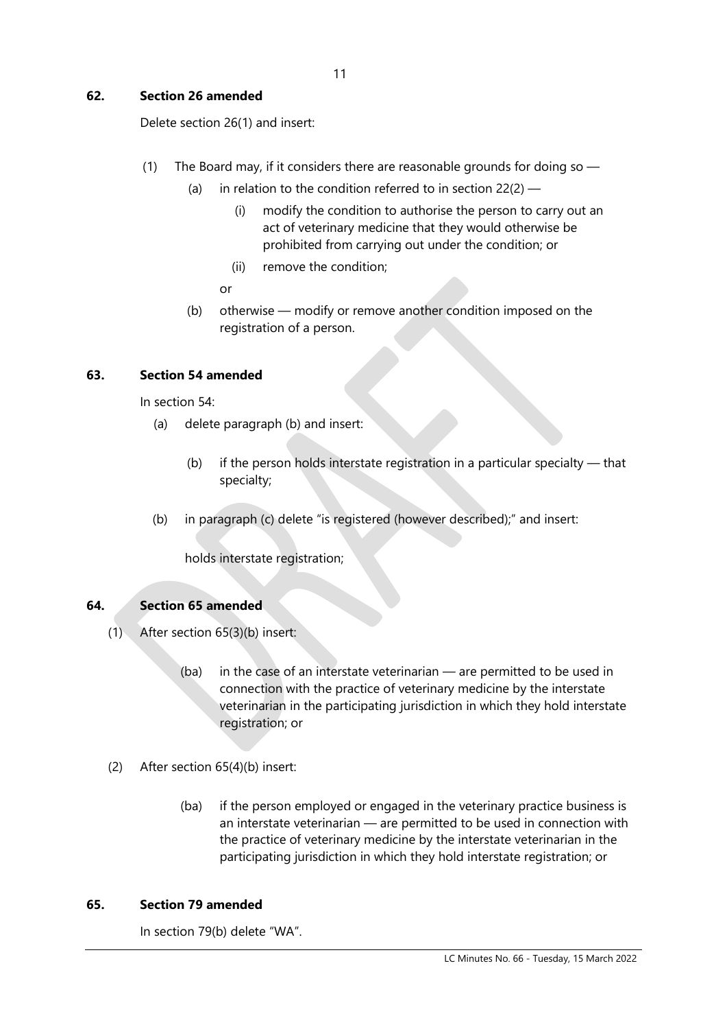**62. Section 26 amended**

Delete section 26(1) and insert:

(1) The Board may, if it considers there are reasonable grounds for doing so —

(a) in relation to the condition referred to in section 22(2) —

(i) modify the condition to authorise the person to carry out an act of veterinary medicine that they would otherwise be prohibited from carrying out under the condition; or

(ii) remove the condition;

or

(b) otherwise — modify or remove another condition imposed on the registration of a person.

**63. Section 54 amended**

In section 54:

(a) delete paragraph (b) and insert:

(b) if the person holds interstate registration in a particular specialty — that specialty;

(b) in paragraph (c) delete "is registered (however described);" and insert:

holds interstate registration;

**64. Section 65 amended**

(1) After section 65(3)(b) insert:

(ba) in the case of an interstate veterinarian — are permitted to be used in connection with the practice of veterinary medicine by the interstate veterinarian in the participating jurisdiction in which they hold interstate registration; or

(2) After section 65(4)(b) insert:

(ba) if the person employed or engaged in the veterinary practice business is an interstate veterinarian — are permitted to be used in connection with the practice of veterinary medicine by the interstate veterinarian in the participating jurisdiction in which they hold interstate registration; or

**65. Section 79 amended**

In section 79(b) delete "WA".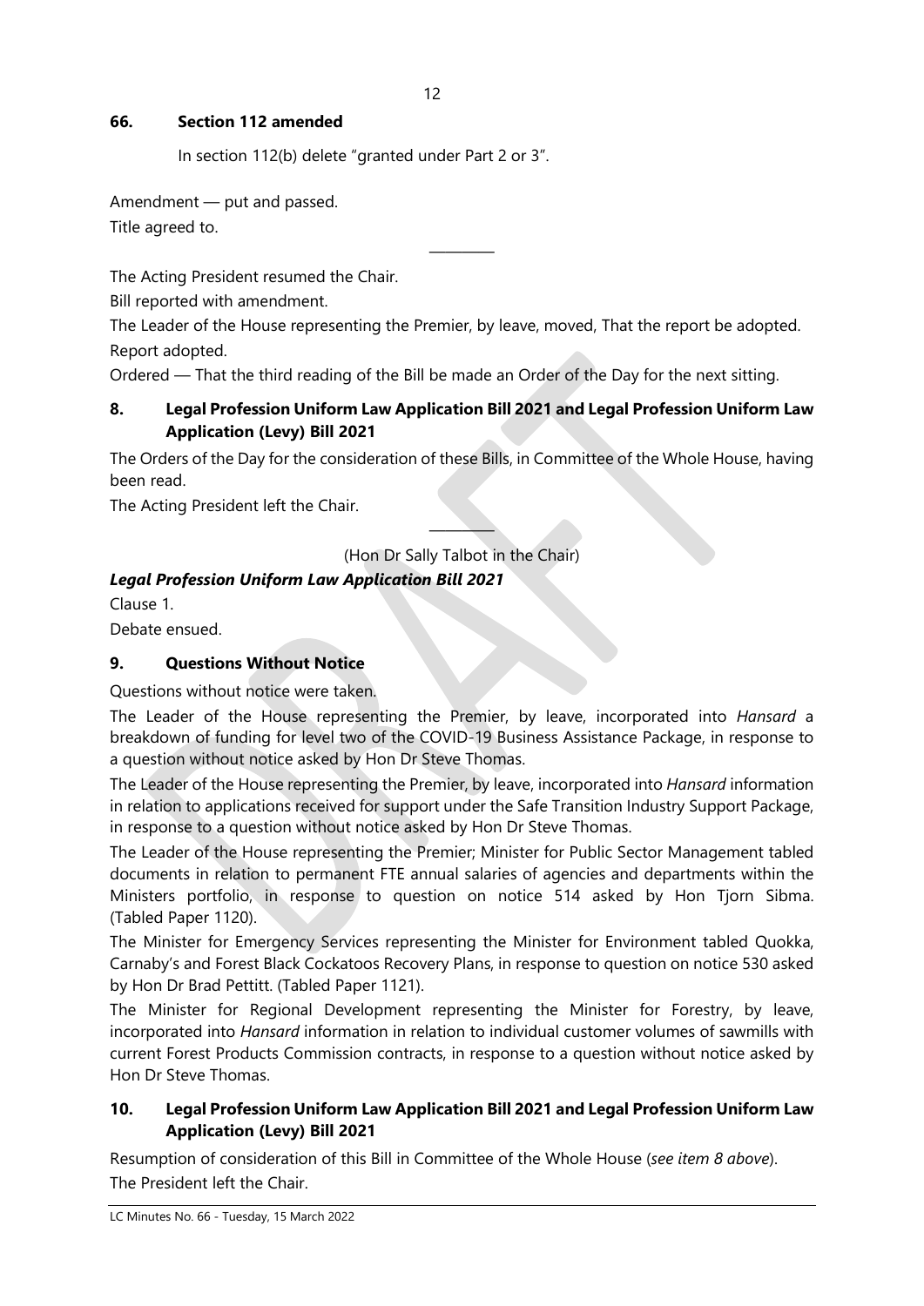**66. Section 112 amended**

In section 112(b) delete "granted under Part 2 or 3".

Amendment — put and passed.
Title agreed to.

\_\_\_\_\_\_\_\_\_

The Acting President resumed the Chair.

Bill reported with amendment.

The Leader of the House representing the Premier, by leave, moved, That the report be adopted.

Report adopted.

Ordered — That the third reading of the Bill be made an Order of the Day for the next sitting.

## 8. Legal Profession Uniform Law Application Bill 2021 and Legal Profession Uniform Law Application (Levy) Bill 2021

The Orders of the Day for the consideration of these Bills, in Committee of the Whole House, having been read.

The Acting President left the Chair.

\_\_\_\_\_\_\_\_\_

(Hon Dr Sally Talbot in the Chair)

***Legal Profession Uniform Law Application Bill 2021***

Clause 1.

Debate ensued.

## 9. Questions Without Notice

Questions without notice were taken.

The Leader of the House representing the Premier, by leave, incorporated into *Hansard* a breakdown of funding for level two of the COVID-19 Business Assistance Package, in response to a question without notice asked by Hon Dr Steve Thomas.

The Leader of the House representing the Premier, by leave, incorporated into *Hansard* information in relation to applications received for support under the Safe Transition Industry Support Package, in response to a question without notice asked by Hon Dr Steve Thomas.

The Leader of the House representing the Premier; Minister for Public Sector Management tabled documents in relation to permanent FTE annual salaries of agencies and departments within the Ministers portfolio, in response to question on notice 514 asked by Hon Tjorn Sibma. (Tabled Paper 1120).

The Minister for Emergency Services representing the Minister for Environment tabled Quokka, Carnaby's and Forest Black Cockatoos Recovery Plans, in response to question on notice 530 asked by Hon Dr Brad Pettitt. (Tabled Paper 1121).

The Minister for Regional Development representing the Minister for Forestry, by leave, incorporated into *Hansard* information in relation to individual customer volumes of sawmills with current Forest Products Commission contracts, in response to a question without notice asked by Hon Dr Steve Thomas.

## 10. Legal Profession Uniform Law Application Bill 2021 and Legal Profession Uniform Law Application (Levy) Bill 2021

Resumption of consideration of this Bill in Committee of the Whole House (*see item 8 above*).

The President left the Chair.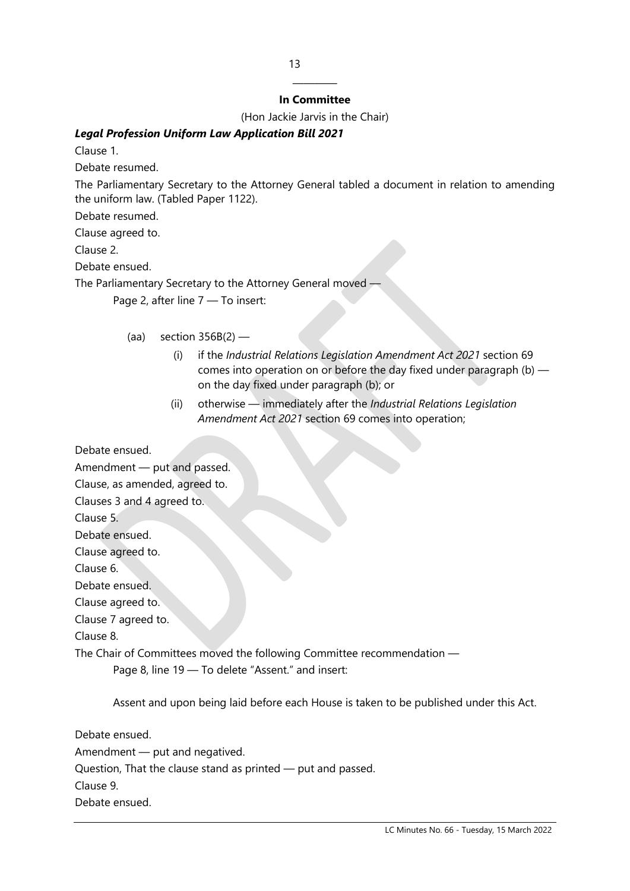## In Committee

(Hon Jackie Jarvis in the Chair)

***Legal Profession Uniform Law Application Bill 2021***

Clause 1.

Debate resumed.

The Parliamentary Secretary to the Attorney General tabled a document in relation to amending the uniform law. (Tabled Paper 1122).

Debate resumed.

Clause agreed to.

Clause 2.

Debate ensued.

The Parliamentary Secretary to the Attorney General moved —

Page 2, after line 7 — To insert:

(aa) section 356B(2) —

(i) if the *Industrial Relations Legislation Amendment Act 2021* section 69 comes into operation on or before the day fixed under paragraph (b) — on the day fixed under paragraph (b); or

(ii) otherwise — immediately after the *Industrial Relations Legislation Amendment Act 2021* section 69 comes into operation;

Debate ensued.

Amendment — put and passed.

Clause, as amended, agreed to.

Clauses 3 and 4 agreed to.

Clause 5.

Debate ensued.

Clause agreed to.

Clause 6.

Debate ensued.

Clause agreed to.

Clause 7 agreed to.

Clause 8.

The Chair of Committees moved the following Committee recommendation —

Page 8, line 19 — To delete "Assent." and insert:

Assent and upon being laid before each House is taken to be published under this Act.

Debate ensued.

Amendment — put and negatived.

Question, That the clause stand as printed — put and passed.

Clause 9.

Debate ensued.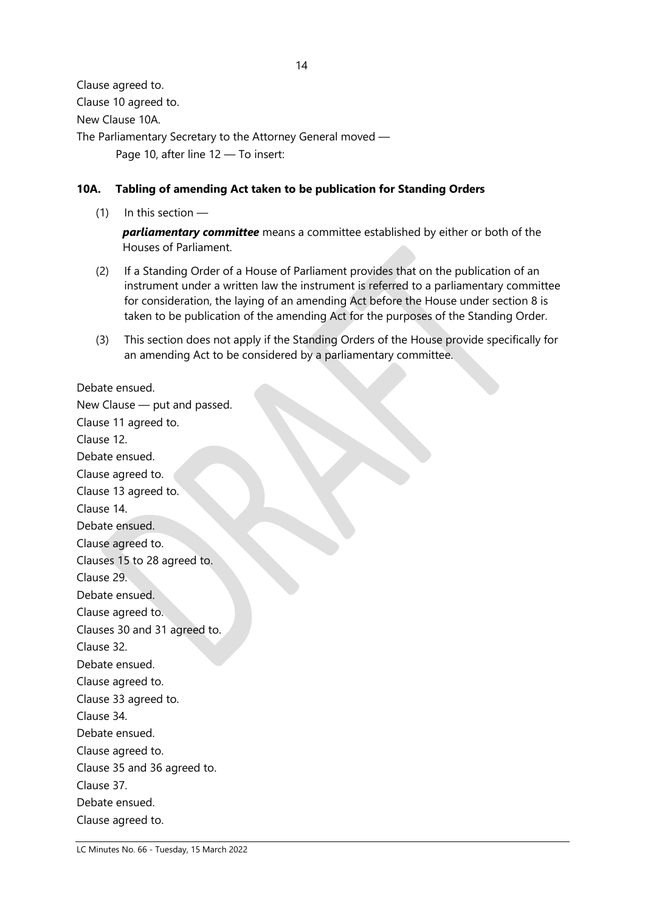Clause agreed to.

Clause 10 agreed to.

New Clause 10A.

The Parliamentary Secretary to the Attorney General moved —

Page 10, after line 12 — To insert:

**10A. Tabling of amending Act taken to be publication for Standing Orders**

(1) In this section —

***parliamentary committee*** means a committee established by either or both of the Houses of Parliament.

(2) If a Standing Order of a House of Parliament provides that on the publication of an instrument under a written law the instrument is referred to a parliamentary committee for consideration, the laying of an amending Act before the House under section 8 is taken to be publication of the amending Act for the purposes of the Standing Order.

(3) This section does not apply if the Standing Orders of the House provide specifically for an amending Act to be considered by a parliamentary committee.

Debate ensued.

New Clause — put and passed.

Clause 11 agreed to.

Clause 12.

Debate ensued.

Clause agreed to.

Clause 13 agreed to.

Clause 14.

Debate ensued.

Clause agreed to.

Clauses 15 to 28 agreed to.

Clause 29.

Debate ensued.

Clause agreed to.

Clauses 30 and 31 agreed to.

Clause 32.

Debate ensued.

Clause agreed to.

Clause 33 agreed to.

Clause 34.

Debate ensued.

Clause agreed to.

Clause 35 and 36 agreed to.

Clause 37.

Debate ensued.

Clause agreed to.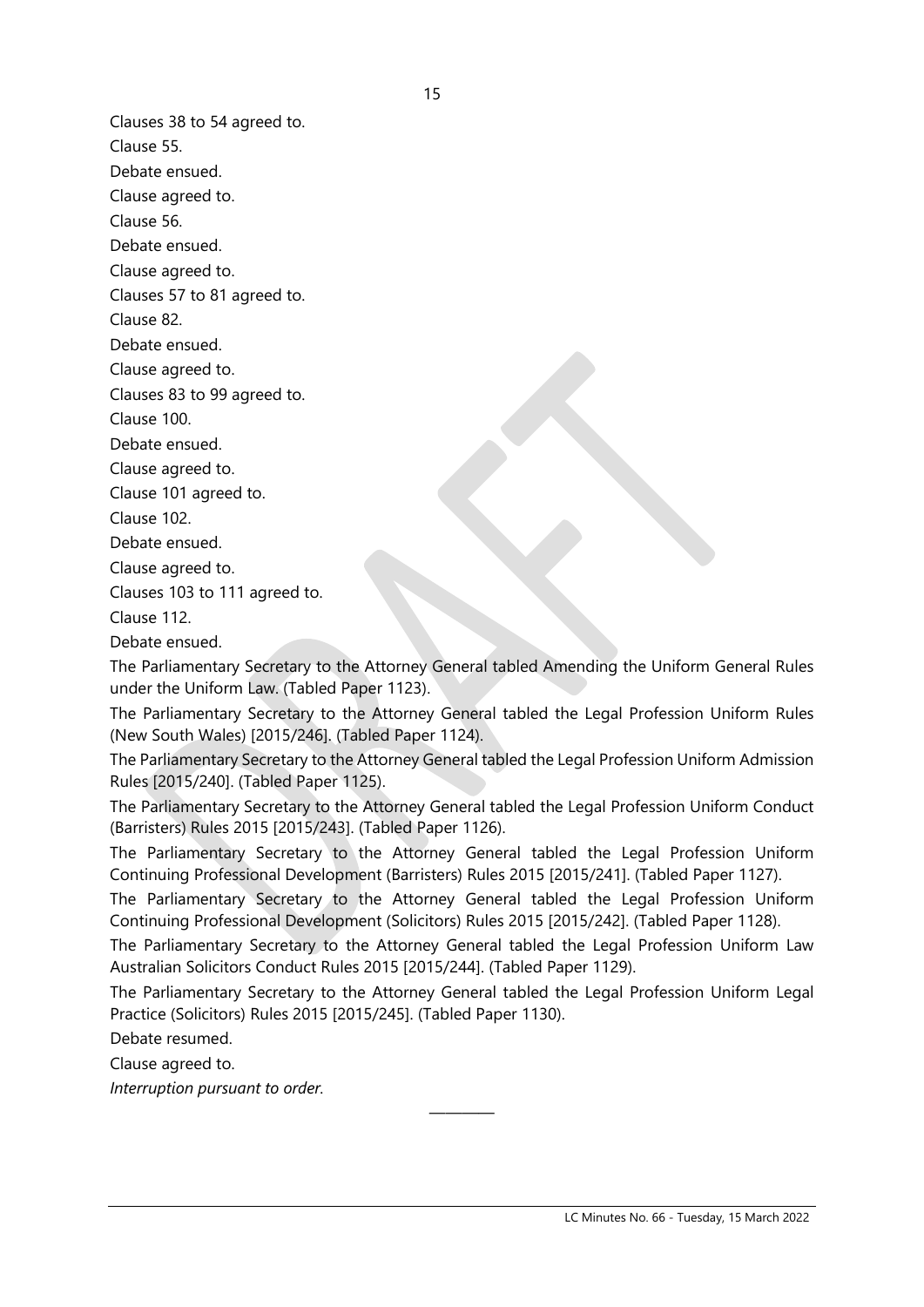Clauses 38 to 54 agreed to.

Clause 55.

Debate ensued.

Clause agreed to.

Clause 56.

Debate ensued.

Clause agreed to.

Clauses 57 to 81 agreed to.

Clause 82.

Debate ensued.

Clause agreed to.

Clauses 83 to 99 agreed to.

Clause 100.

Debate ensued.

Clause agreed to.

Clause 101 agreed to.

Clause 102.

Debate ensued.

Clause agreed to.

Clauses 103 to 111 agreed to.

Clause 112.

Debate ensued.

The Parliamentary Secretary to the Attorney General tabled Amending the Uniform General Rules under the Uniform Law. (Tabled Paper 1123).

The Parliamentary Secretary to the Attorney General tabled the Legal Profession Uniform Rules (New South Wales) [2015/246]. (Tabled Paper 1124).

The Parliamentary Secretary to the Attorney General tabled the Legal Profession Uniform Admission Rules [2015/240]. (Tabled Paper 1125).

The Parliamentary Secretary to the Attorney General tabled the Legal Profession Uniform Conduct (Barristers) Rules 2015 [2015/243]. (Tabled Paper 1126).

The Parliamentary Secretary to the Attorney General tabled the Legal Profession Uniform Continuing Professional Development (Barristers) Rules 2015 [2015/241]. (Tabled Paper 1127).

The Parliamentary Secretary to the Attorney General tabled the Legal Profession Uniform Continuing Professional Development (Solicitors) Rules 2015 [2015/242]. (Tabled Paper 1128).

The Parliamentary Secretary to the Attorney General tabled the Legal Profession Uniform Law Australian Solicitors Conduct Rules 2015 [2015/244]. (Tabled Paper 1129).

The Parliamentary Secretary to the Attorney General tabled the Legal Profession Uniform Legal Practice (Solicitors) Rules 2015 [2015/245]. (Tabled Paper 1130).

Debate resumed.

Clause agreed to.

*Interruption pursuant to order.*

\_\_\_\_\_\_\_\_\_\_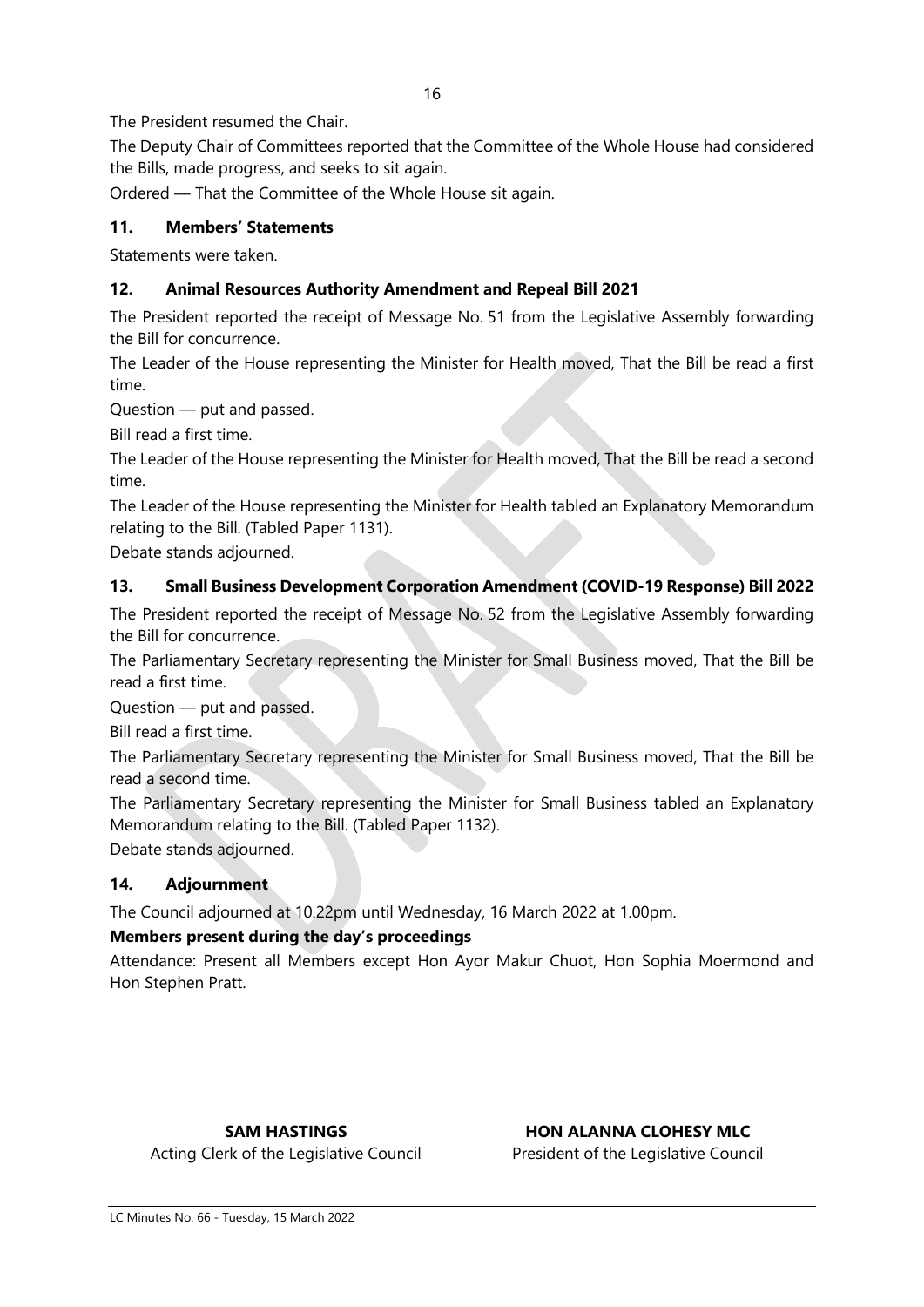The President resumed the Chair.

The Deputy Chair of Committees reported that the Committee of the Whole House had considered the Bills, made progress, and seeks to sit again.

Ordered — That the Committee of the Whole House sit again.

## 11. Members' Statements

Statements were taken.

## 12. Animal Resources Authority Amendment and Repeal Bill 2021

The President reported the receipt of Message No. 51 from the Legislative Assembly forwarding the Bill for concurrence.

The Leader of the House representing the Minister for Health moved, That the Bill be read a first time.

Question — put and passed.

Bill read a first time.

The Leader of the House representing the Minister for Health moved, That the Bill be read a second time.

The Leader of the House representing the Minister for Health tabled an Explanatory Memorandum relating to the Bill. (Tabled Paper 1131).

Debate stands adjourned.

## 13. Small Business Development Corporation Amendment (COVID-19 Response) Bill 2022

The President reported the receipt of Message No. 52 from the Legislative Assembly forwarding the Bill for concurrence.

The Parliamentary Secretary representing the Minister for Small Business moved, That the Bill be read a first time.

Question — put and passed.

Bill read a first time.

The Parliamentary Secretary representing the Minister for Small Business moved, That the Bill be read a second time.

The Parliamentary Secretary representing the Minister for Small Business tabled an Explanatory Memorandum relating to the Bill. (Tabled Paper 1132).

Debate stands adjourned.

## 14. Adjournment

The Council adjourned at 10.22pm until Wednesday, 16 March 2022 at 1.00pm.

**Members present during the day's proceedings**

Attendance: Present all Members except Hon Ayor Makur Chuot, Hon Sophia Moermond and Hon Stephen Pratt.

**SAM HASTINGS**
Acting Clerk of the Legislative Council

**HON ALANNA CLOHESY MLC**
President of the Legislative Council